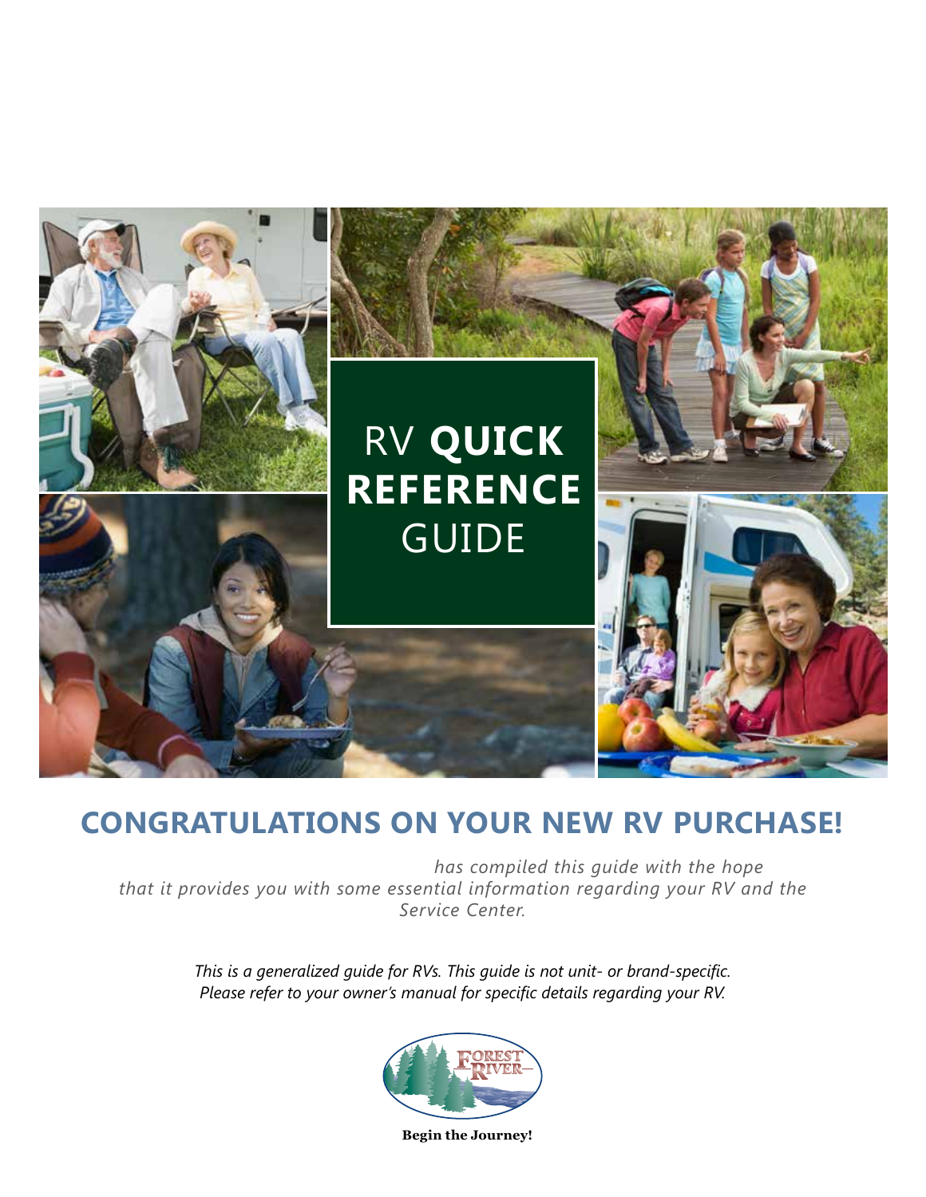# RV QUICK REFERENCE GUIDE

## CONGRATULATIONS ON YOUR NEW RV PURCHASE!

*has compiled this guide with the hope that it provides you with some essential information regarding your RV and the Service Center.*

*This is a generalized guide for RVs. This guide is not unit- or brand-specific. Please refer to your owner's manual for specific details regarding your RV.*

FOREST RIVER

**Begin the Journey!**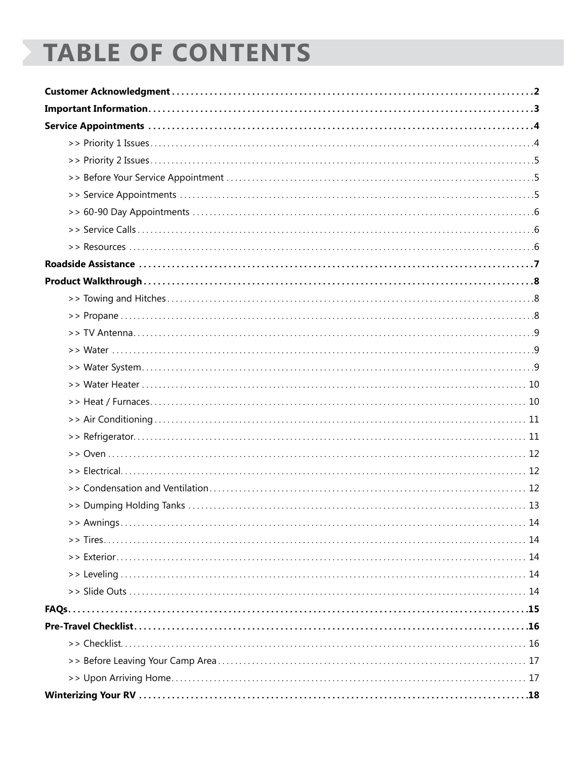# TABLE OF CONTENTS

**Customer Acknowledgment** .......... **2**

**Important Information** .......... **3**

**Service Appointments** .......... **4**

- >> Priority 1 Issues .......... 4
- >> Priority 2 Issues .......... 5
- >> Before Your Service Appointment .......... 5
- >> Service Appointments .......... 5
- >> 60-90 Day Appointments .......... 6
- >> Service Calls .......... 6
- >> Resources .......... 6

**Roadside Assistance** .......... **7**

**Product Walkthrough** .......... **8**

- >> Towing and Hitches .......... 8
- >> Propane .......... 8
- >> TV Antenna .......... 9
- >> Water .......... 9
- >> Water System .......... 9
- >> Water Heater .......... 10
- >> Heat / Furnaces .......... 10
- >> Air Conditioning .......... 11
- >> Refrigerator .......... 11
- >> Oven .......... 12
- >> Electrical .......... 12
- >> Condensation and Ventilation .......... 12
- >> Dumping Holding Tanks .......... 13
- >> Awnings .......... 14
- >> Tires .......... 14
- >> Exterior .......... 14
- >> Leveling .......... 14
- >> Slide Outs .......... 14

**FAQs** .......... **15**

**Pre-Travel Checklist** .......... **16**

- >> Checklist .......... 16
- >> Before Leaving Your Camp Area .......... 17
- >> Upon Arriving Home .......... 17

**Winterizing Your RV** .......... **18**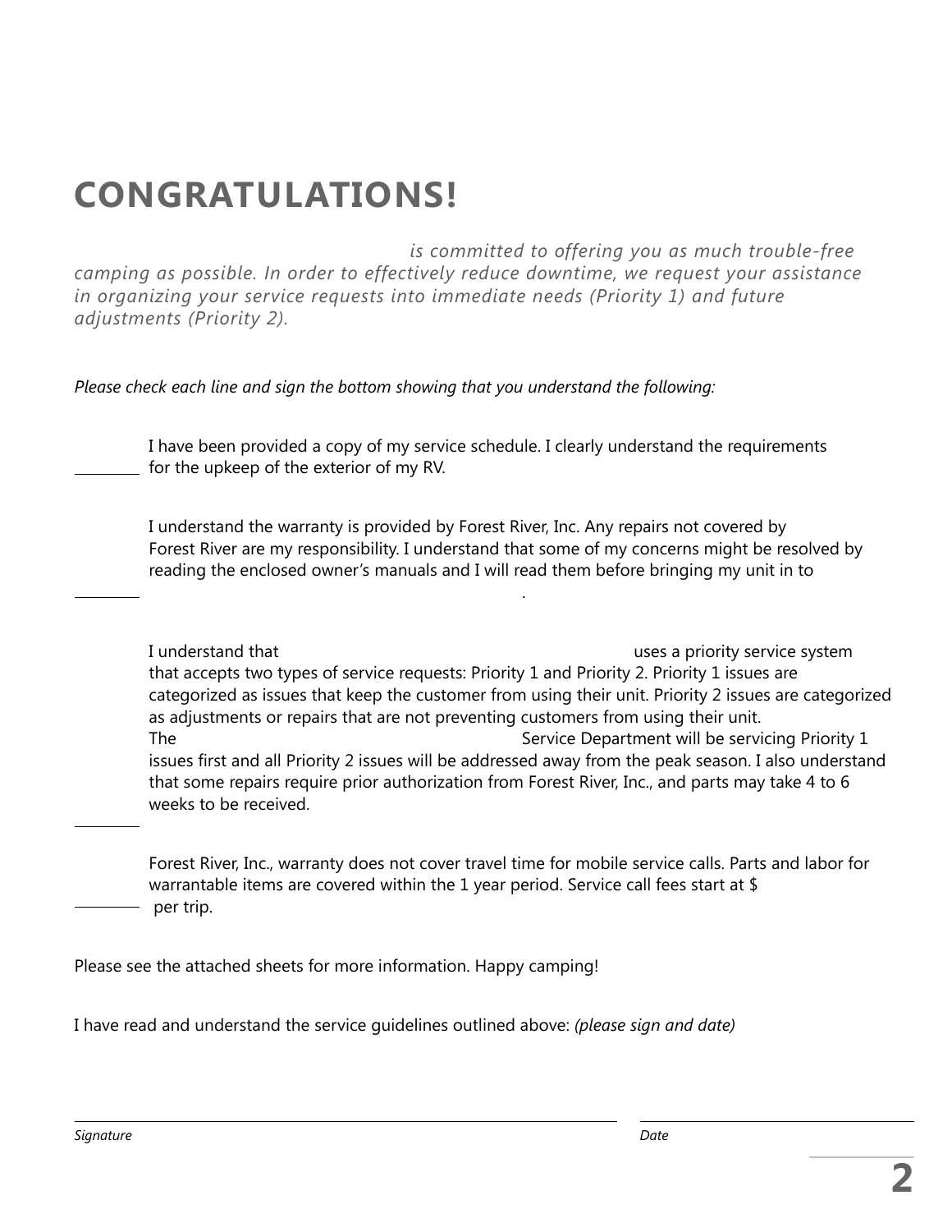# CONGRATULATIONS!

*is committed to offering you as much trouble-free camping as possible. In order to effectively reduce downtime, we request your assistance in organizing your service requests into immediate needs (Priority 1) and future adjustments (Priority 2).*

*Please check each line and sign the bottom showing that you understand the following:*

________ I have been provided a copy of my service schedule. I clearly understand the requirements for the upkeep of the exterior of my RV.

________ I understand the warranty is provided by Forest River, Inc. Any repairs not covered by Forest River are my responsibility. I understand that some of my concerns might be resolved by reading the enclosed owner's manuals and I will read them before bringing my unit in to .

________ I understand that uses a priority service system that accepts two types of service requests: Priority 1 and Priority 2. Priority 1 issues are categorized as issues that keep the customer from using their unit. Priority 2 issues are categorized as adjustments or repairs that are not preventing customers from using their unit. The Service Department will be servicing Priority 1 issues first and all Priority 2 issues will be addressed away from the peak season. I also understand that some repairs require prior authorization from Forest River, Inc., and parts may take 4 to 6 weeks to be received.

________ Forest River, Inc., warranty does not cover travel time for mobile service calls. Parts and labor for warrantable items are covered within the 1 year period. Service call fees start at $ per trip.

Please see the attached sheets for more information. Happy camping!

I have read and understand the service guidelines outlined above: *(please sign and date)*

______________________________ ______________

*Signature* *Date*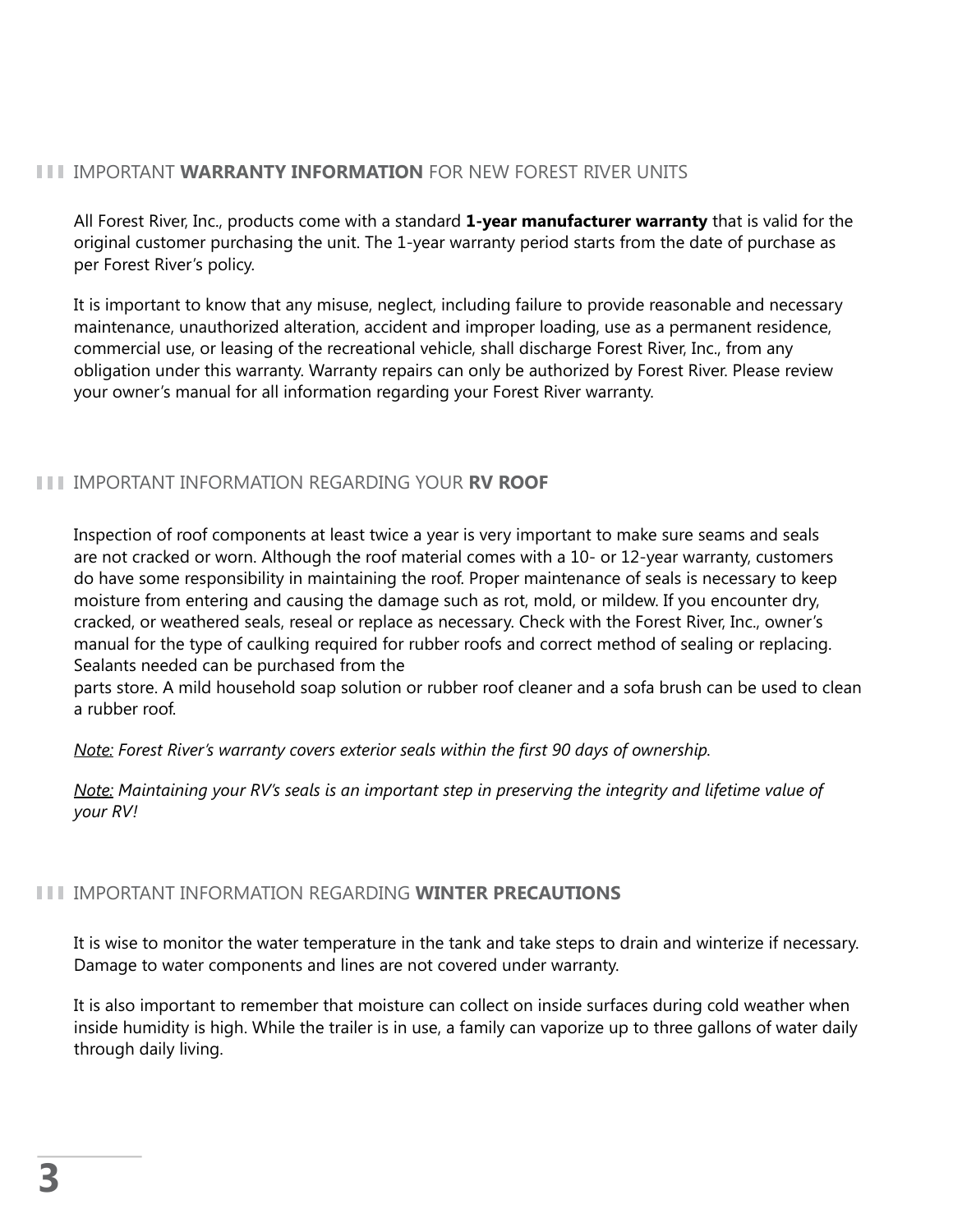## IMPORTANT **WARRANTY INFORMATION** FOR NEW FOREST RIVER UNITS

All Forest River, Inc., products come with a standard **1-year manufacturer warranty** that is valid for the original customer purchasing the unit. The 1-year warranty period starts from the date of purchase as per Forest River's policy.

It is important to know that any misuse, neglect, including failure to provide reasonable and necessary maintenance, unauthorized alteration, accident and improper loading, use as a permanent residence, commercial use, or leasing of the recreational vehicle, shall discharge Forest River, Inc., from any obligation under this warranty. Warranty repairs can only be authorized by Forest River. Please review your owner's manual for all information regarding your Forest River warranty.

## IMPORTANT INFORMATION REGARDING YOUR **RV ROOF**

Inspection of roof components at least twice a year is very important to make sure seams and seals are not cracked or worn. Although the roof material comes with a 10- or 12-year warranty, customers do have some responsibility in maintaining the roof. Proper maintenance of seals is necessary to keep moisture from entering and causing the damage such as rot, mold, or mildew. If you encounter dry, cracked, or weathered seals, reseal or replace as necessary. Check with the Forest River, Inc., owner's manual for the type of caulking required for rubber roofs and correct method of sealing or replacing. Sealants needed can be purchased from the parts store. A mild household soap solution or rubber roof cleaner and a sofa brush can be used to clean a rubber roof.

*Note: Forest River's warranty covers exterior seals within the first 90 days of ownership.*

*Note: Maintaining your RV's seals is an important step in preserving the integrity and lifetime value of your RV!*

## IMPORTANT INFORMATION REGARDING **WINTER PRECAUTIONS**

It is wise to monitor the water temperature in the tank and take steps to drain and winterize if necessary. Damage to water components and lines are not covered under warranty.

It is also important to remember that moisture can collect on inside surfaces during cold weather when inside humidity is high. While the trailer is in use, a family can vaporize up to three gallons of water daily through daily living.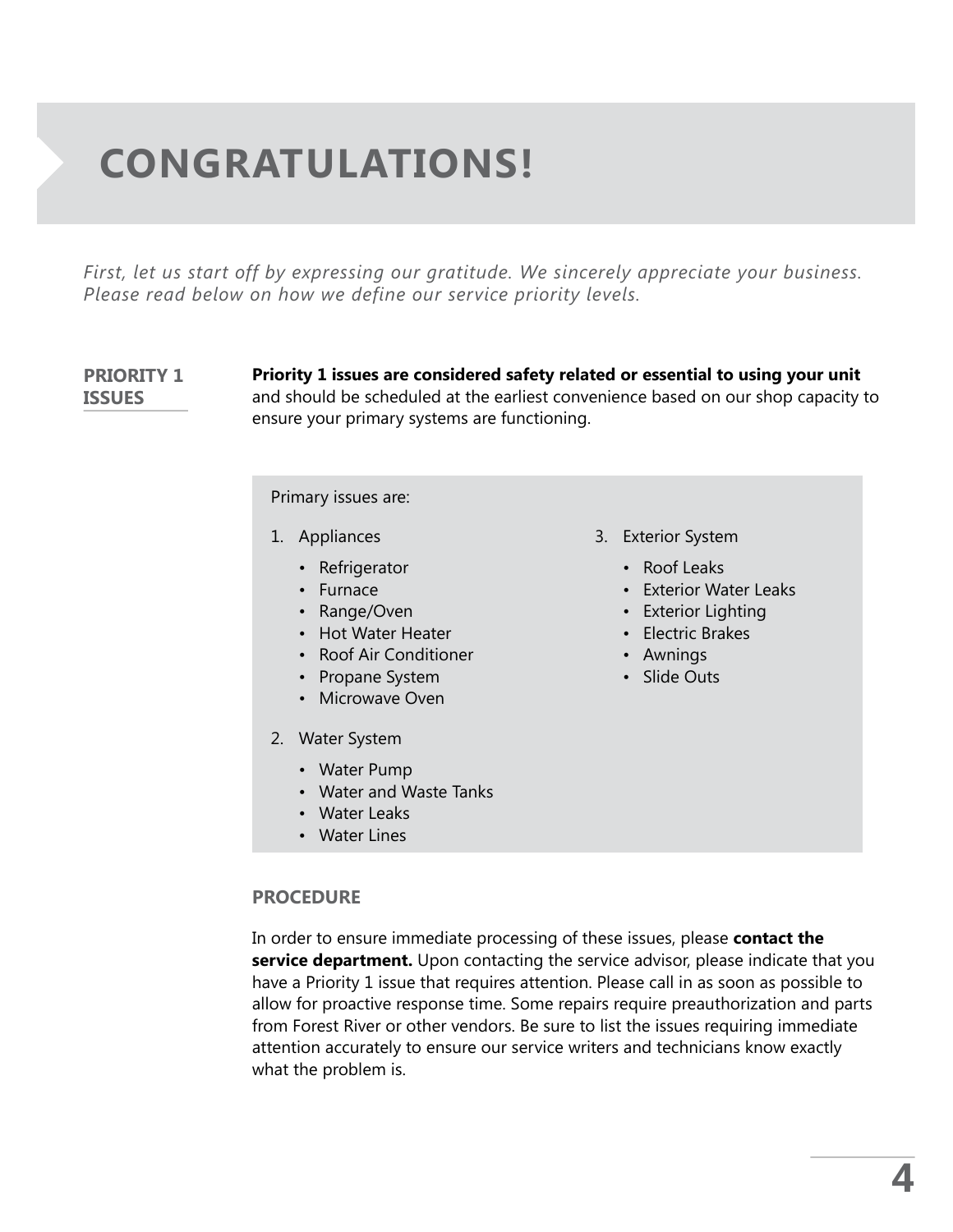# CONGRATULATIONS!

*First, let us start off by expressing our gratitude. We sincerely appreciate your business. Please read below on how we define our service priority levels.*

## PRIORITY 1 ISSUES

**Priority 1 issues are considered safety related or essential to using your unit** and should be scheduled at the earliest convenience based on our shop capacity to ensure your primary systems are functioning.

Primary issues are:

1. Appliances
   - Refrigerator
   - Furnace
   - Range/Oven
   - Hot Water Heater
   - Roof Air Conditioner
   - Propane System
   - Microwave Oven
2. Water System
   - Water Pump
   - Water and Waste Tanks
   - Water Leaks
   - Water Lines
3. Exterior System
   - Roof Leaks
   - Exterior Water Leaks
   - Exterior Lighting
   - Electric Brakes
   - Awnings
   - Slide Outs

### PROCEDURE

In order to ensure immediate processing of these issues, please **contact the service department.** Upon contacting the service advisor, please indicate that you have a Priority 1 issue that requires attention. Please call in as soon as possible to allow for proactive response time. Some repairs require preauthorization and parts from Forest River or other vendors. Be sure to list the issues requiring immediate attention accurately to ensure our service writers and technicians know exactly what the problem is.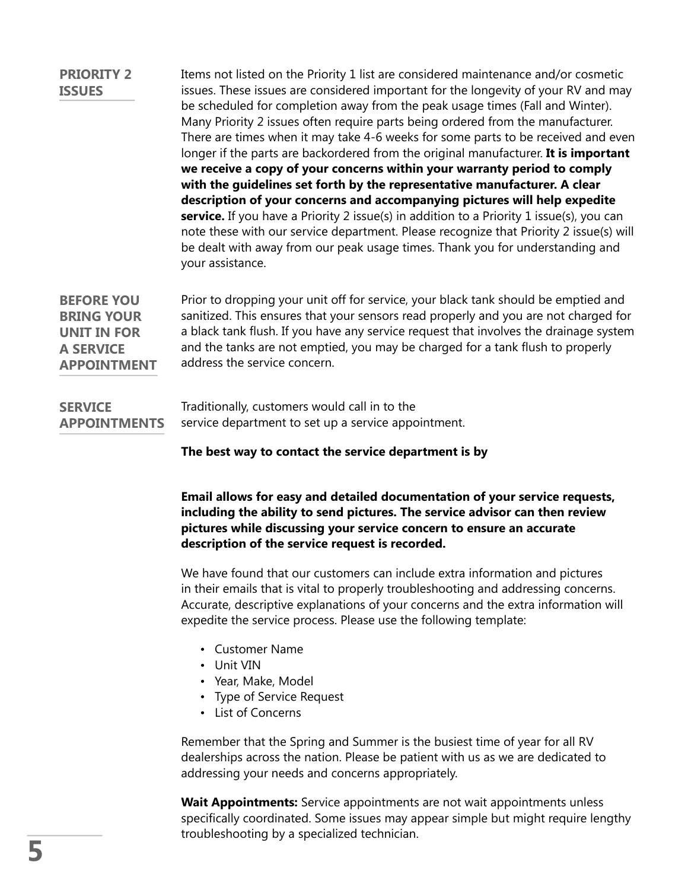## PRIORITY 2 ISSUES

Items not listed on the Priority 1 list are considered maintenance and/or cosmetic issues. These issues are considered important for the longevity of your RV and may be scheduled for completion away from the peak usage times (Fall and Winter). Many Priority 2 issues often require parts being ordered from the manufacturer. There are times when it may take 4-6 weeks for some parts to be received and even longer if the parts are backordered from the original manufacturer. **It is important we receive a copy of your concerns within your warranty period to comply with the guidelines set forth by the representative manufacturer. A clear description of your concerns and accompanying pictures will help expedite service.** If you have a Priority 2 issue(s) in addition to a Priority 1 issue(s), you can note these with our service department. Please recognize that Priority 2 issue(s) will be dealt with away from our peak usage times. Thank you for understanding and your assistance.

## BEFORE YOU BRING YOUR UNIT IN FOR A SERVICE APPOINTMENT

Prior to dropping your unit off for service, your black tank should be emptied and sanitized. This ensures that your sensors read properly and you are not charged for a black tank flush. If you have any service request that involves the drainage system and the tanks are not emptied, you may be charged for a tank flush to properly address the service concern.

## SERVICE APPOINTMENTS

Traditionally, customers would call in to the service department to set up a service appointment.

**The best way to contact the service department is by**

**Email allows for easy and detailed documentation of your service requests, including the ability to send pictures. The service advisor can then review pictures while discussing your service concern to ensure an accurate description of the service request is recorded.**

We have found that our customers can include extra information and pictures in their emails that is vital to properly troubleshooting and addressing concerns. Accurate, descriptive explanations of your concerns and the extra information will expedite the service process. Please use the following template:

- Customer Name
- Unit VIN
- Year, Make, Model
- Type of Service Request
- List of Concerns

Remember that the Spring and Summer is the busiest time of year for all RV dealerships across the nation. Please be patient with us as we are dedicated to addressing your needs and concerns appropriately.

**Wait Appointments:** Service appointments are not wait appointments unless specifically coordinated. Some issues may appear simple but might require lengthy troubleshooting by a specialized technician.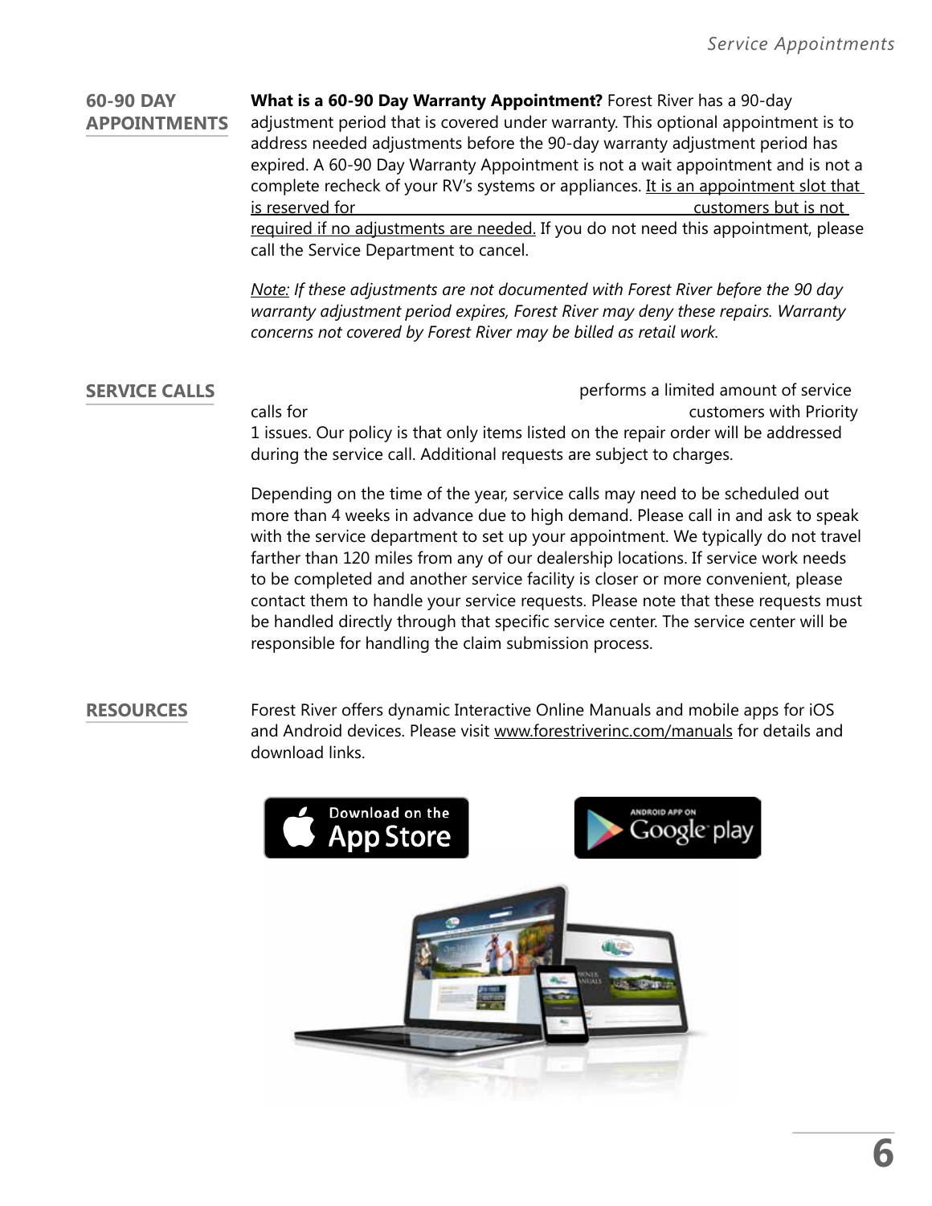## 60-90 DAY APPOINTMENTS

**What is a 60-90 Day Warranty Appointment?** Forest River has a 90-day adjustment period that is covered under warranty. This optional appointment is to address needed adjustments before the 90-day warranty adjustment period has expired. A 60-90 Day Warranty Appointment is not a wait appointment and is not a complete recheck of your RV's systems or appliances. It is an appointment slot that is reserved for customers but is not required if no adjustments are needed. If you do not need this appointment, please call the Service Department to cancel.

*Note: If these adjustments are not documented with Forest River before the 90 day warranty adjustment period expires, Forest River may deny these repairs. Warranty concerns not covered by Forest River may be billed as retail work.*

## SERVICE CALLS

performs a limited amount of service calls for customers with Priority 1 issues. Our policy is that only items listed on the repair order will be addressed during the service call. Additional requests are subject to charges.

Depending on the time of the year, service calls may need to be scheduled out more than 4 weeks in advance due to high demand. Please call in and ask to speak with the service department to set up your appointment. We typically do not travel farther than 120 miles from any of our dealership locations. If service work needs to be completed and another service facility is closer or more convenient, please contact them to handle your service requests. Please note that these requests must be handled directly through that specific service center. The service center will be responsible for handling the claim submission process.

## RESOURCES

Forest River offers dynamic Interactive Online Manuals and mobile apps for iOS and Android devices. Please visit www.forestriverinc.com/manuals for details and download links.

Download on the App Store

ANDROID APP ON Google play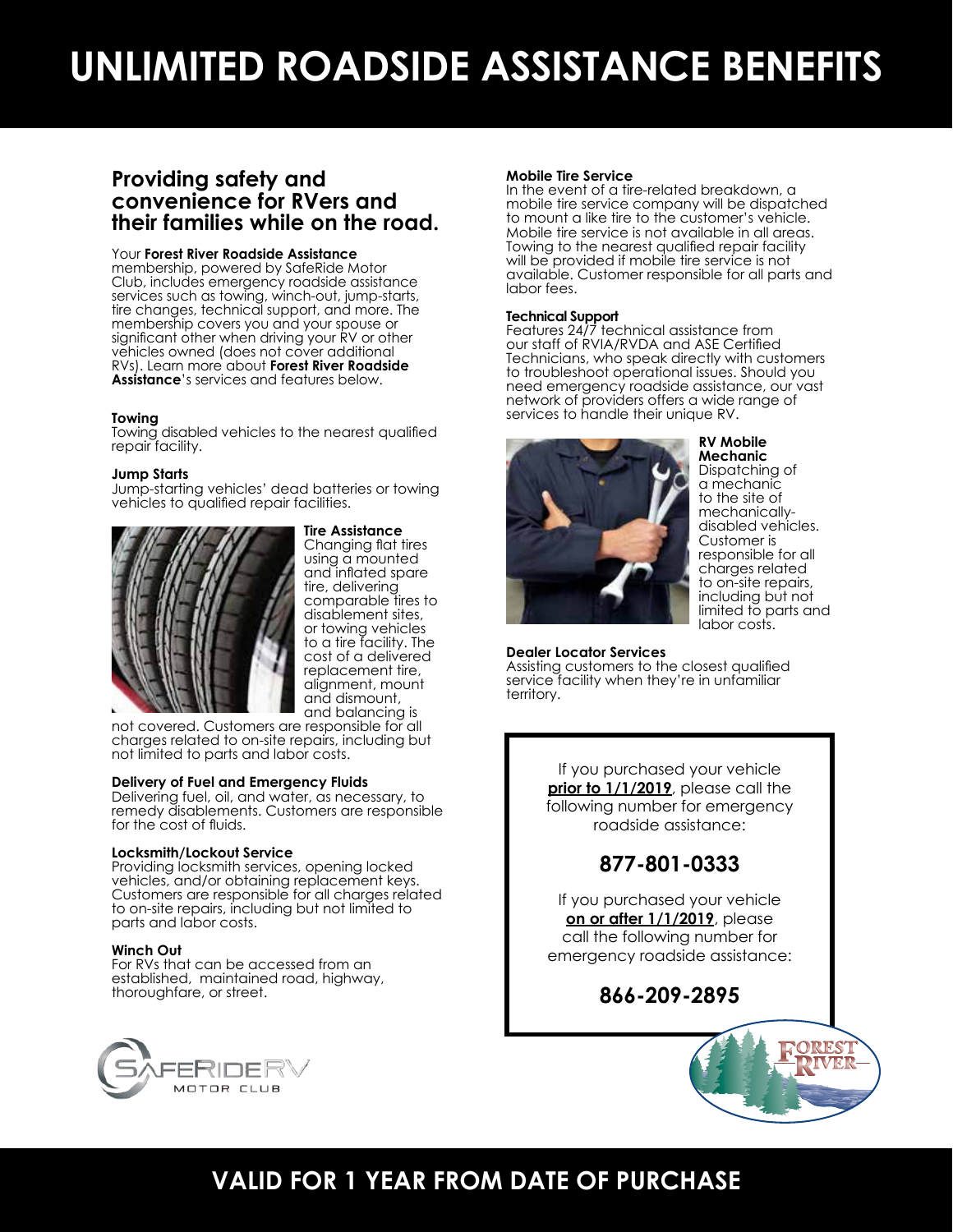# UNLIMITED ROADSIDE ASSISTANCE BENEFITS

## Providing safety and convenience for RVers and their families while on the road.

Your **Forest River Roadside Assistance** membership, powered by SafeRide Motor Club, includes emergency roadside assistance services such as towing, winch-out, jump-starts, tire changes, technical support, and more. The membership covers you and your spouse or significant other when driving your RV or other vehicles owned (does not cover additional RVs). Learn more about **Forest River Roadside Assistance**'s services and features below.

**Towing**
Towing disabled vehicles to the nearest qualified repair facility.

**Jump Starts**
Jump-starting vehicles' dead batteries or towing vehicles to qualified repair facilities.

**Tire Assistance**
Changing flat tires using a mounted and inflated spare tire, delivering comparable tires to disablement sites, or towing vehicles to a tire facility. The cost of a delivered replacement tire, alignment, mount and dismount, and balancing is not covered. Customers are responsible for all charges related to on-site repairs, including but not limited to parts and labor costs.

**Delivery of Fuel and Emergency Fluids**
Delivering fuel, oil, and water, as necessary, to remedy disablements. Customers are responsible for the cost of fluids.

**Locksmith/Lockout Service**
Providing locksmith services, opening locked vehicles, and/or obtaining replacement keys. Customers are responsible for all charges related to on-site repairs, including but not limited to parts and labor costs.

**Winch Out**
For RVs that can be accessed from an established, maintained road, highway, thoroughfare, or street.

**Mobile Tire Service**
In the event of a tire-related breakdown, a mobile tire service company will be dispatched to mount a like tire to the customer's vehicle. Mobile tire service is not available in all areas. Towing to the nearest qualified repair facility will be provided if mobile tire service is not available. Customer responsible for all parts and labor fees.

**Technical Support**
Features 24/7 technical assistance from our staff of RVIA/RVDA and ASE Certified Technicians, who speak directly with customers to troubleshoot operational issues. Should you need emergency roadside assistance, our vast network of providers offers a wide range of services to handle their unique RV.

**RV Mobile Mechanic**
Dispatching of a mechanic to the site of mechanically-disabled vehicles. Customer is responsible for all charges related to on-site repairs, including but not limited to parts and labor costs.

**Dealer Locator Services**
Assisting customers to the closest qualified service facility when they're in unfamiliar territory.

If you purchased your vehicle **prior to 1/1/2019**, please call the following number for emergency roadside assistance:

**877-801-0333**

If you purchased your vehicle **on or after 1/1/2019**, please call the following number for emergency roadside assistance:

**866-209-2895**

SAFERIDE RV MOTOR CLUB

FOREST RIVER

## VALID FOR 1 YEAR FROM DATE OF PURCHASE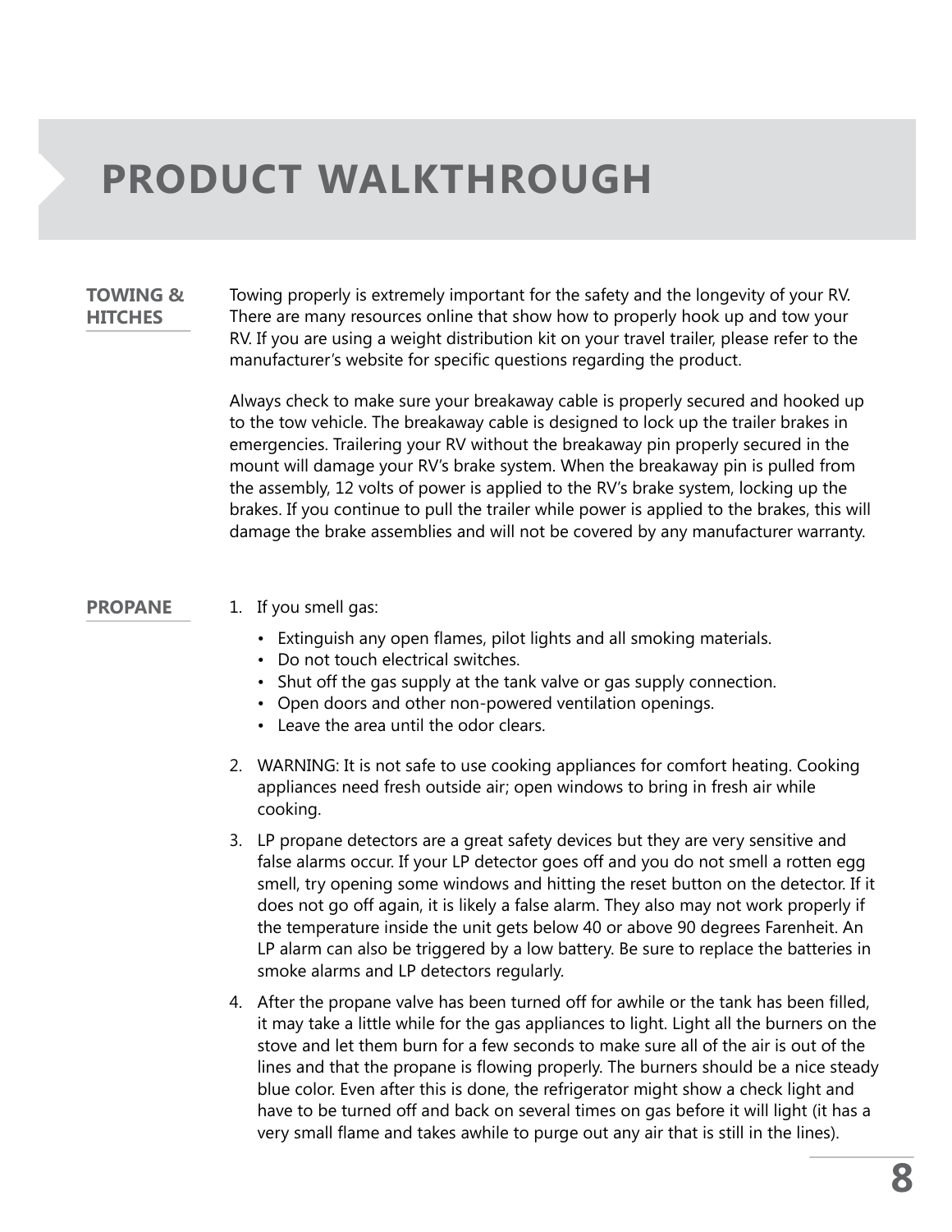# PRODUCT WALKTHROUGH

## TOWING & HITCHES

Towing properly is extremely important for the safety and the longevity of your RV. There are many resources online that show how to properly hook up and tow your RV. If you are using a weight distribution kit on your travel trailer, please refer to the manufacturer's website for specific questions regarding the product.

Always check to make sure your breakaway cable is properly secured and hooked up to the tow vehicle. The breakaway cable is designed to lock up the trailer brakes in emergencies. Trailering your RV without the breakaway pin properly secured in the mount will damage your RV's brake system. When the breakaway pin is pulled from the assembly, 12 volts of power is applied to the RV's brake system, locking up the brakes. If you continue to pull the trailer while power is applied to the brakes, this will damage the brake assemblies and will not be covered by any manufacturer warranty.

## PROPANE

1. If you smell gas:
   - Extinguish any open flames, pilot lights and all smoking materials.
   - Do not touch electrical switches.
   - Shut off the gas supply at the tank valve or gas supply connection.
   - Open doors and other non-powered ventilation openings.
   - Leave the area until the odor clears.
2. WARNING: It is not safe to use cooking appliances for comfort heating. Cooking appliances need fresh outside air; open windows to bring in fresh air while cooking.
3. LP propane detectors are a great safety devices but they are very sensitive and false alarms occur. If your LP detector goes off and you do not smell a rotten egg smell, try opening some windows and hitting the reset button on the detector. If it does not go off again, it is likely a false alarm. They also may not work properly if the temperature inside the unit gets below 40 or above 90 degrees Farenheit. An LP alarm can also be triggered by a low battery. Be sure to replace the batteries in smoke alarms and LP detectors regularly.
4. After the propane valve has been turned off for awhile or the tank has been filled, it may take a little while for the gas appliances to light. Light all the burners on the stove and let them burn for a few seconds to make sure all of the air is out of the lines and that the propane is flowing properly. The burners should be a nice steady blue color. Even after this is done, the refrigerator might show a check light and have to be turned off and back on several times on gas before it will light (it has a very small flame and takes awhile to purge out any air that is still in the lines).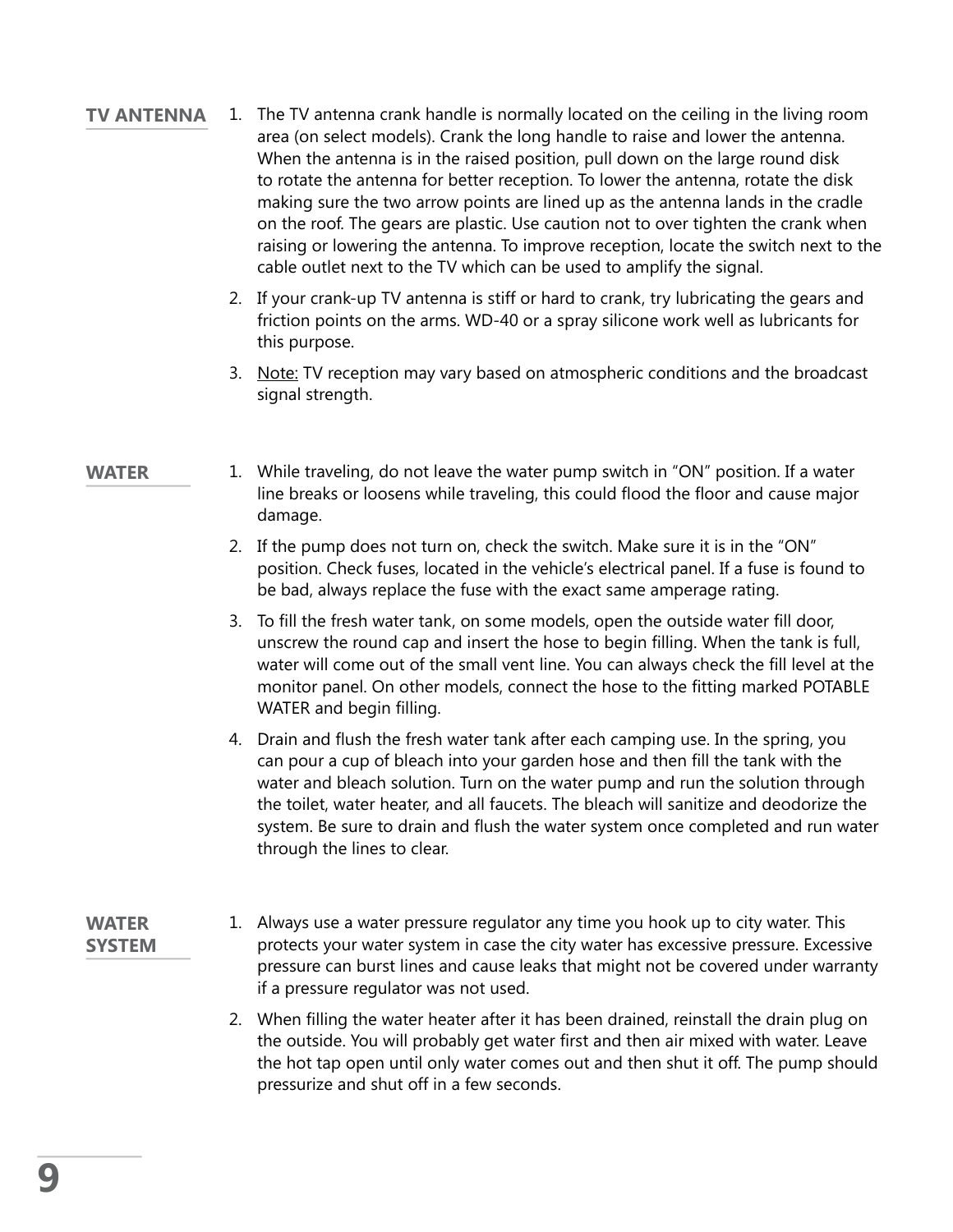## TV ANTENNA

1. The TV antenna crank handle is normally located on the ceiling in the living room area (on select models). Crank the long handle to raise and lower the antenna. When the antenna is in the raised position, pull down on the large round disk to rotate the antenna for better reception. To lower the antenna, rotate the disk making sure the two arrow points are lined up as the antenna lands in the cradle on the roof. The gears are plastic. Use caution not to over tighten the crank when raising or lowering the antenna. To improve reception, locate the switch next to the cable outlet next to the TV which can be used to amplify the signal.
2. If your crank-up TV antenna is stiff or hard to crank, try lubricating the gears and friction points on the arms. WD-40 or a spray silicone work well as lubricants for this purpose.
3. Note: TV reception may vary based on atmospheric conditions and the broadcast signal strength.

## WATER

1. While traveling, do not leave the water pump switch in "ON" position. If a water line breaks or loosens while traveling, this could flood the floor and cause major damage.
2. If the pump does not turn on, check the switch. Make sure it is in the "ON" position. Check fuses, located in the vehicle's electrical panel. If a fuse is found to be bad, always replace the fuse with the exact same amperage rating.
3. To fill the fresh water tank, on some models, open the outside water fill door, unscrew the round cap and insert the hose to begin filling. When the tank is full, water will come out of the small vent line. You can always check the fill level at the monitor panel. On other models, connect the hose to the fitting marked POTABLE WATER and begin filling.
4. Drain and flush the fresh water tank after each camping use. In the spring, you can pour a cup of bleach into your garden hose and then fill the tank with the water and bleach solution. Turn on the water pump and run the solution through the toilet, water heater, and all faucets. The bleach will sanitize and deodorize the system. Be sure to drain and flush the water system once completed and run water through the lines to clear.

## WATER SYSTEM

1. Always use a water pressure regulator any time you hook up to city water. This protects your water system in case the city water has excessive pressure. Excessive pressure can burst lines and cause leaks that might not be covered under warranty if a pressure regulator was not used.
2. When filling the water heater after it has been drained, reinstall the drain plug on the outside. You will probably get water first and then air mixed with water. Leave the hot tap open until only water comes out and then shut it off. The pump should pressurize and shut off in a few seconds.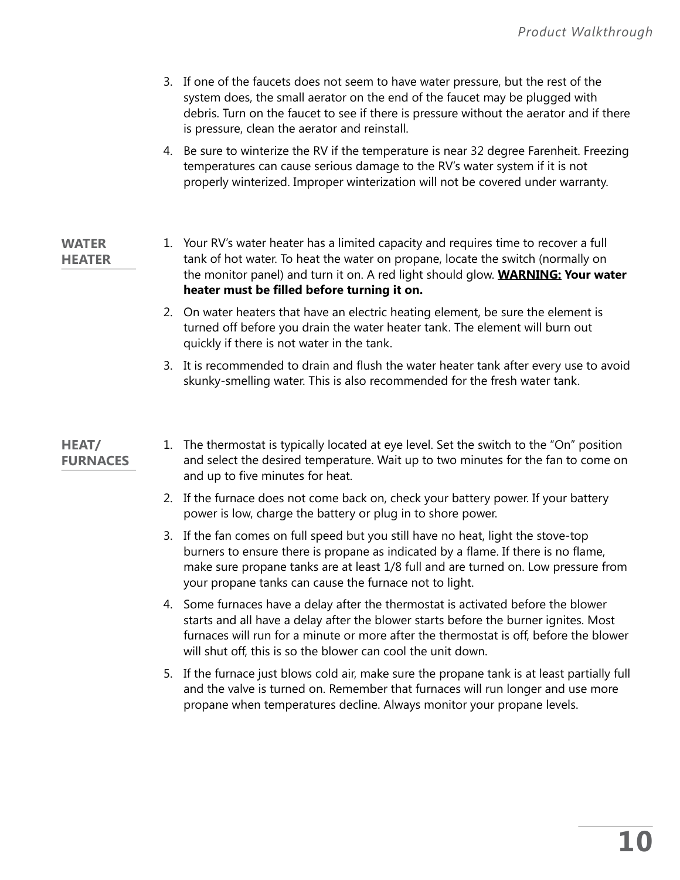3. If one of the faucets does not seem to have water pressure, but the rest of the system does, the small aerator on the end of the faucet may be plugged with debris. Turn on the faucet to see if there is pressure without the aerator and if there is pressure, clean the aerator and reinstall.
4. Be sure to winterize the RV if the temperature is near 32 degree Farenheit. Freezing temperatures can cause serious damage to the RV's water system if it is not properly winterized. Improper winterization will not be covered under warranty.

## WATER HEATER

1. Your RV's water heater has a limited capacity and requires time to recover a full tank of hot water. To heat the water on propane, locate the switch (normally on the monitor panel) and turn it on. A red light should glow. **WARNING: Your water heater must be filled before turning it on.**
2. On water heaters that have an electric heating element, be sure the element is turned off before you drain the water heater tank. The element will burn out quickly if there is not water in the tank.
3. It is recommended to drain and flush the water heater tank after every use to avoid skunky-smelling water. This is also recommended for the fresh water tank.

## HEAT/ FURNACES

1. The thermostat is typically located at eye level. Set the switch to the "On" position and select the desired temperature. Wait up to two minutes for the fan to come on and up to five minutes for heat.
2. If the furnace does not come back on, check your battery power. If your battery power is low, charge the battery or plug in to shore power.
3. If the fan comes on full speed but you still have no heat, light the stove-top burners to ensure there is propane as indicated by a flame. If there is no flame, make sure propane tanks are at least 1/8 full and are turned on. Low pressure from your propane tanks can cause the furnace not to light.
4. Some furnaces have a delay after the thermostat is activated before the blower starts and all have a delay after the blower starts before the burner ignites. Most furnaces will run for a minute or more after the thermostat is off, before the blower will shut off, this is so the blower can cool the unit down.
5. If the furnace just blows cold air, make sure the propane tank is at least partially full and the valve is turned on. Remember that furnaces will run longer and use more propane when temperatures decline. Always monitor your propane levels.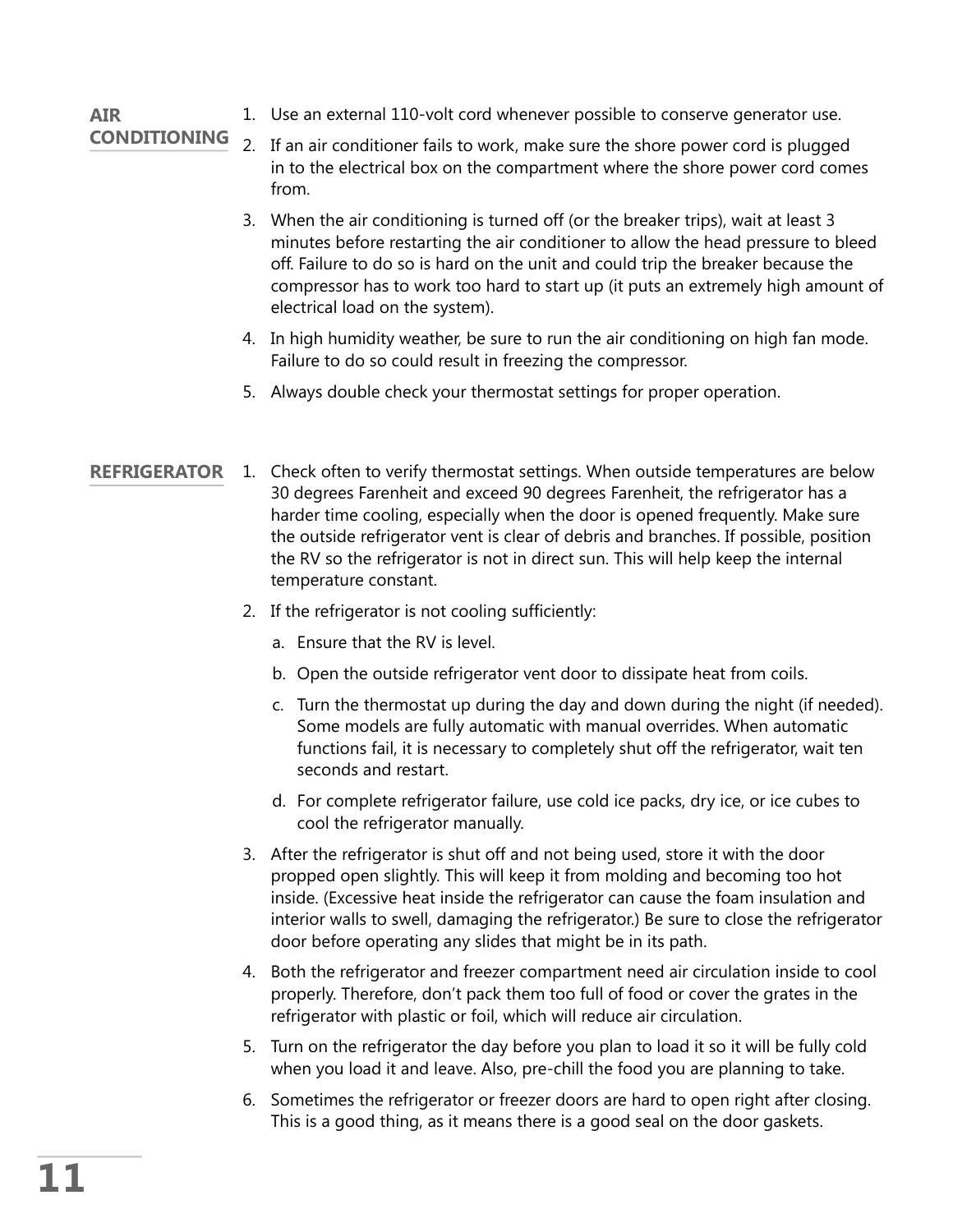## AIR CONDITIONING

1. Use an external 110-volt cord whenever possible to conserve generator use.
2. If an air conditioner fails to work, make sure the shore power cord is plugged in to the electrical box on the compartment where the shore power cord comes from.
3. When the air conditioning is turned off (or the breaker trips), wait at least 3 minutes before restarting the air conditioner to allow the head pressure to bleed off. Failure to do so is hard on the unit and could trip the breaker because the compressor has to work too hard to start up (it puts an extremely high amount of electrical load on the system).
4. In high humidity weather, be sure to run the air conditioning on high fan mode. Failure to do so could result in freezing the compressor.
5. Always double check your thermostat settings for proper operation.

## REFRIGERATOR

1. Check often to verify thermostat settings. When outside temperatures are below 30 degrees Farenheit and exceed 90 degrees Farenheit, the refrigerator has a harder time cooling, especially when the door is opened frequently. Make sure the outside refrigerator vent is clear of debris and branches. If possible, position the RV so the refrigerator is not in direct sun. This will help keep the internal temperature constant.
2. If the refrigerator is not cooling sufficiently:
   a. Ensure that the RV is level.
   b. Open the outside refrigerator vent door to dissipate heat from coils.
   c. Turn the thermostat up during the day and down during the night (if needed). Some models are fully automatic with manual overrides. When automatic functions fail, it is necessary to completely shut off the refrigerator, wait ten seconds and restart.
   d. For complete refrigerator failure, use cold ice packs, dry ice, or ice cubes to cool the refrigerator manually.
3. After the refrigerator is shut off and not being used, store it with the door propped open slightly. This will keep it from molding and becoming too hot inside. (Excessive heat inside the refrigerator can cause the foam insulation and interior walls to swell, damaging the refrigerator.) Be sure to close the refrigerator door before operating any slides that might be in its path.
4. Both the refrigerator and freezer compartment need air circulation inside to cool properly. Therefore, don't pack them too full of food or cover the grates in the refrigerator with plastic or foil, which will reduce air circulation.
5. Turn on the refrigerator the day before you plan to load it so it will be fully cold when you load it and leave. Also, pre-chill the food you are planning to take.
6. Sometimes the refrigerator or freezer doors are hard to open right after closing. This is a good thing, as it means there is a good seal on the door gaskets.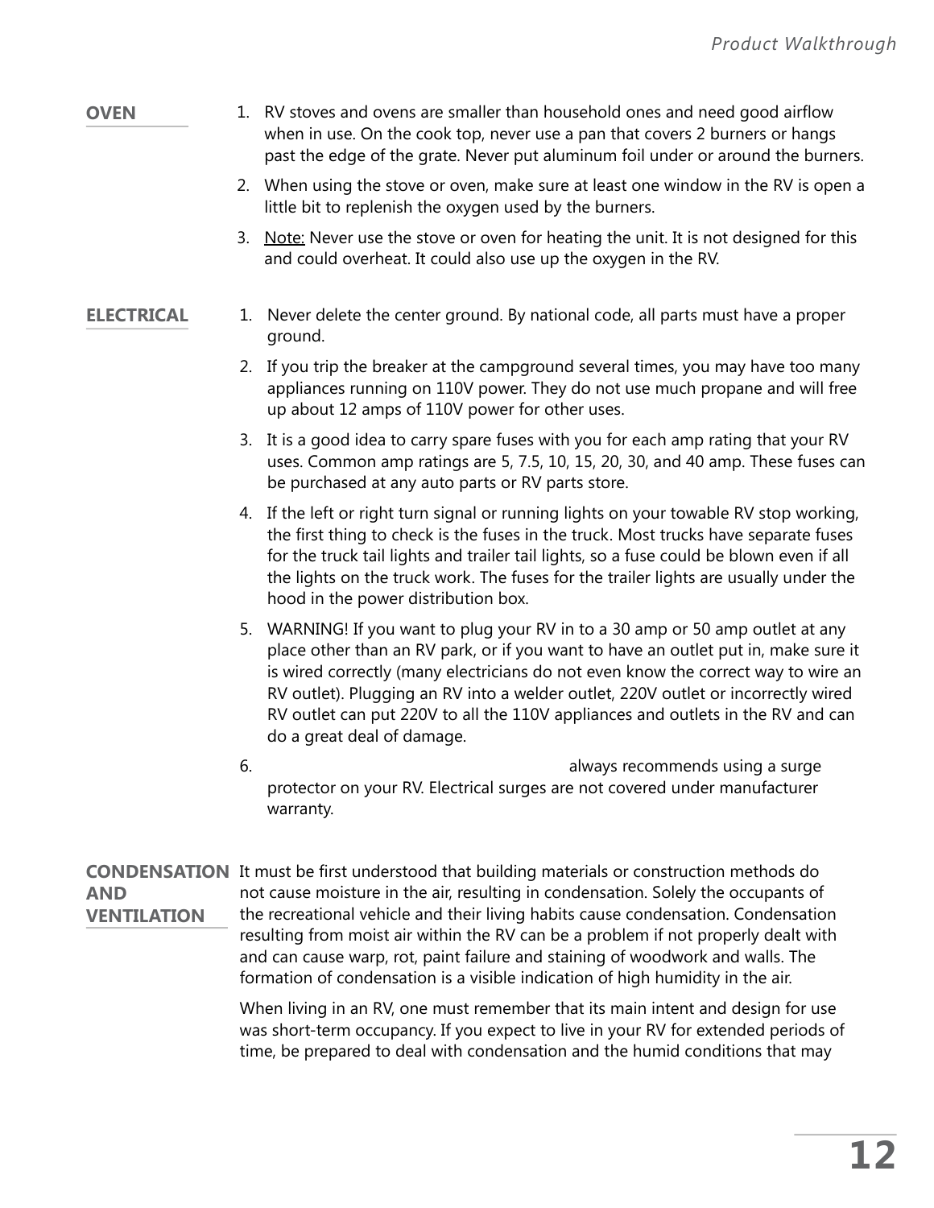## OVEN

1. RV stoves and ovens are smaller than household ones and need good airflow when in use. On the cook top, never use a pan that covers 2 burners or hangs past the edge of the grate. Never put aluminum foil under or around the burners.
2. When using the stove or oven, make sure at least one window in the RV is open a little bit to replenish the oxygen used by the burners.
3. Note: Never use the stove or oven for heating the unit. It is not designed for this and could overheat. It could also use up the oxygen in the RV.

## ELECTRICAL

1. Never delete the center ground. By national code, all parts must have a proper ground.
2. If you trip the breaker at the campground several times, you may have too many appliances running on 110V power. They do not use much propane and will free up about 12 amps of 110V power for other uses.
3. It is a good idea to carry spare fuses with you for each amp rating that your RV uses. Common amp ratings are 5, 7.5, 10, 15, 20, 30, and 40 amp. These fuses can be purchased at any auto parts or RV parts store.
4. If the left or right turn signal or running lights on your towable RV stop working, the first thing to check is the fuses in the truck. Most trucks have separate fuses for the truck tail lights and trailer tail lights, so a fuse could be blown even if all the lights on the truck work. The fuses for the trailer lights are usually under the hood in the power distribution box.
5. WARNING! If you want to plug your RV in to a 30 amp or 50 amp outlet at any place other than an RV park, or if you want to have an outlet put in, make sure it is wired correctly (many electricians do not even know the correct way to wire an RV outlet). Plugging an RV into a welder outlet, 220V outlet or incorrectly wired RV outlet can put 220V to all the 110V appliances and outlets in the RV and can do a great deal of damage.
6. always recommends using a surge protector on your RV. Electrical surges are not covered under manufacturer warranty.

## CONDENSATION AND VENTILATION

It must be first understood that building materials or construction methods do not cause moisture in the air, resulting in condensation. Solely the occupants of the recreational vehicle and their living habits cause condensation. Condensation resulting from moist air within the RV can be a problem if not properly dealt with and can cause warp, rot, paint failure and staining of woodwork and walls. The formation of condensation is a visible indication of high humidity in the air.

When living in an RV, one must remember that its main intent and design for use was short-term occupancy. If you expect to live in your RV for extended periods of time, be prepared to deal with condensation and the humid conditions that may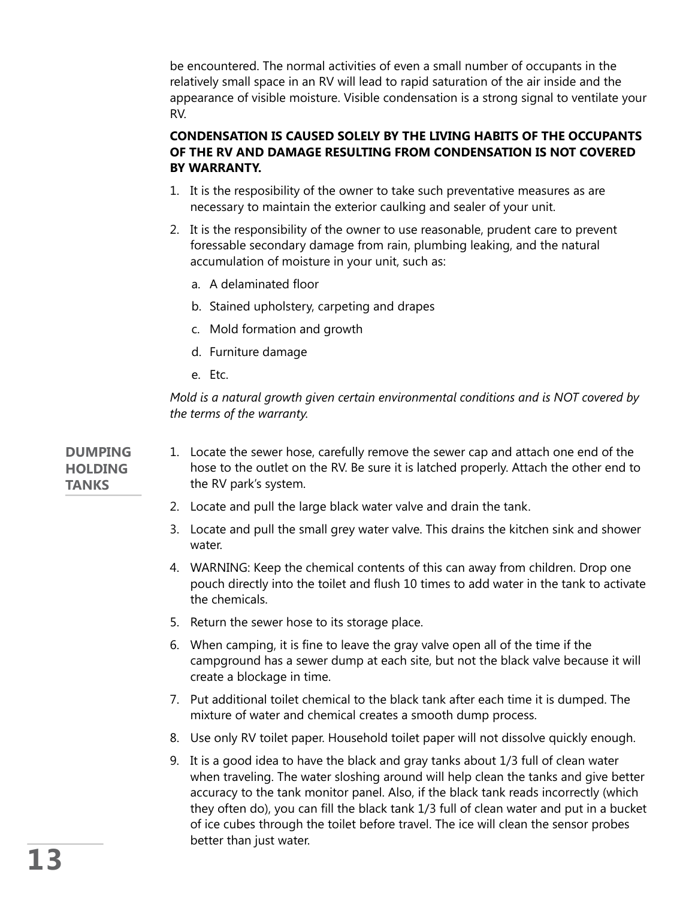be encountered. The normal activities of even a small number of occupants in the relatively small space in an RV will lead to rapid saturation of the air inside and the appearance of visible moisture. Visible condensation is a strong signal to ventilate your RV.

**CONDENSATION IS CAUSED SOLELY BY THE LIVING HABITS OF THE OCCUPANTS OF THE RV AND DAMAGE RESULTING FROM CONDENSATION IS NOT COVERED BY WARRANTY.**

1. It is the resposibility of the owner to take such preventative measures as are necessary to maintain the exterior caulking and sealer of your unit.
2. It is the responsibility of the owner to use reasonable, prudent care to prevent foressable secondary damage from rain, plumbing leaking, and the natural accumulation of moisture in your unit, such as:
   a. A delaminated floor
   b. Stained upholstery, carpeting and drapes
   c. Mold formation and growth
   d. Furniture damage
   e. Etc.

*Mold is a natural growth given certain environmental conditions and is NOT covered by the terms of the warranty.*

## DUMPING HOLDING TANKS

1. Locate the sewer hose, carefully remove the sewer cap and attach one end of the hose to the outlet on the RV. Be sure it is latched properly. Attach the other end to the RV park's system.
2. Locate and pull the large black water valve and drain the tank.
3. Locate and pull the small grey water valve. This drains the kitchen sink and shower water.
4. WARNING: Keep the chemical contents of this can away from children. Drop one pouch directly into the toilet and flush 10 times to add water in the tank to activate the chemicals.
5. Return the sewer hose to its storage place.
6. When camping, it is fine to leave the gray valve open all of the time if the campground has a sewer dump at each site, but not the black valve because it will create a blockage in time.
7. Put additional toilet chemical to the black tank after each time it is dumped. The mixture of water and chemical creates a smooth dump process.
8. Use only RV toilet paper. Household toilet paper will not dissolve quickly enough.
9. It is a good idea to have the black and gray tanks about 1/3 full of clean water when traveling. The water sloshing around will help clean the tanks and give better accuracy to the tank monitor panel. Also, if the black tank reads incorrectly (which they often do), you can fill the black tank 1/3 full of clean water and put in a bucket of ice cubes through the toilet before travel. The ice will clean the sensor probes better than just water.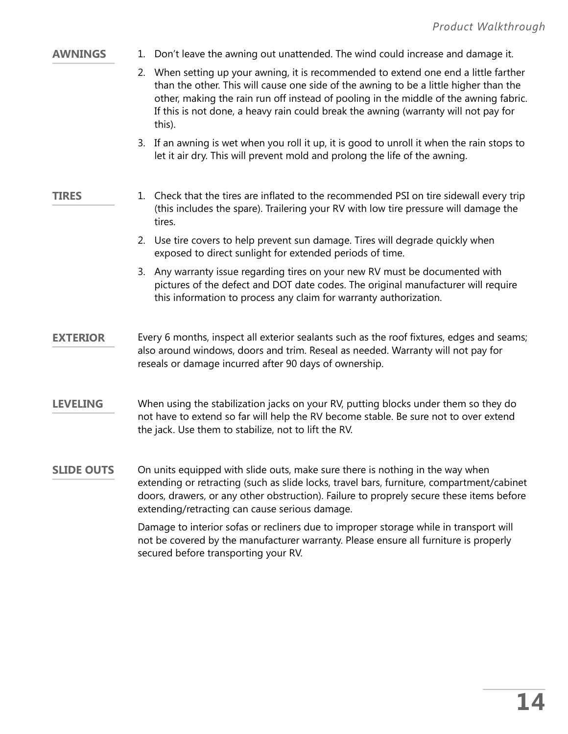## AWNINGS

1. Don't leave the awning out unattended. The wind could increase and damage it.
2. When setting up your awning, it is recommended to extend one end a little farther than the other. This will cause one side of the awning to be a little higher than the other, making the rain run off instead of pooling in the middle of the awning fabric. If this is not done, a heavy rain could break the awning (warranty will not pay for this).
3. If an awning is wet when you roll it up, it is good to unroll it when the rain stops to let it air dry. This will prevent mold and prolong the life of the awning.

## TIRES

1. Check that the tires are inflated to the recommended PSI on tire sidewall every trip (this includes the spare). Trailering your RV with low tire pressure will damage the tires.
2. Use tire covers to help prevent sun damage. Tires will degrade quickly when exposed to direct sunlight for extended periods of time.
3. Any warranty issue regarding tires on your new RV must be documented with pictures of the defect and DOT date codes. The original manufacturer will require this information to process any claim for warranty authorization.

## EXTERIOR

Every 6 months, inspect all exterior sealants such as the roof fixtures, edges and seams; also around windows, doors and trim. Reseal as needed. Warranty will not pay for reseals or damage incurred after 90 days of ownership.

## LEVELING

When using the stabilization jacks on your RV, putting blocks under them so they do not have to extend so far will help the RV become stable. Be sure not to over extend the jack. Use them to stabilize, not to lift the RV.

## SLIDE OUTS

On units equipped with slide outs, make sure there is nothing in the way when extending or retracting (such as slide locks, travel bars, furniture, compartment/cabinet doors, drawers, or any other obstruction). Failure to proprely secure these items before extending/retracting can cause serious damage.

Damage to interior sofas or recliners due to improper storage while in transport will not be covered by the manufacturer warranty. Please ensure all furniture is properly secured before transporting your RV.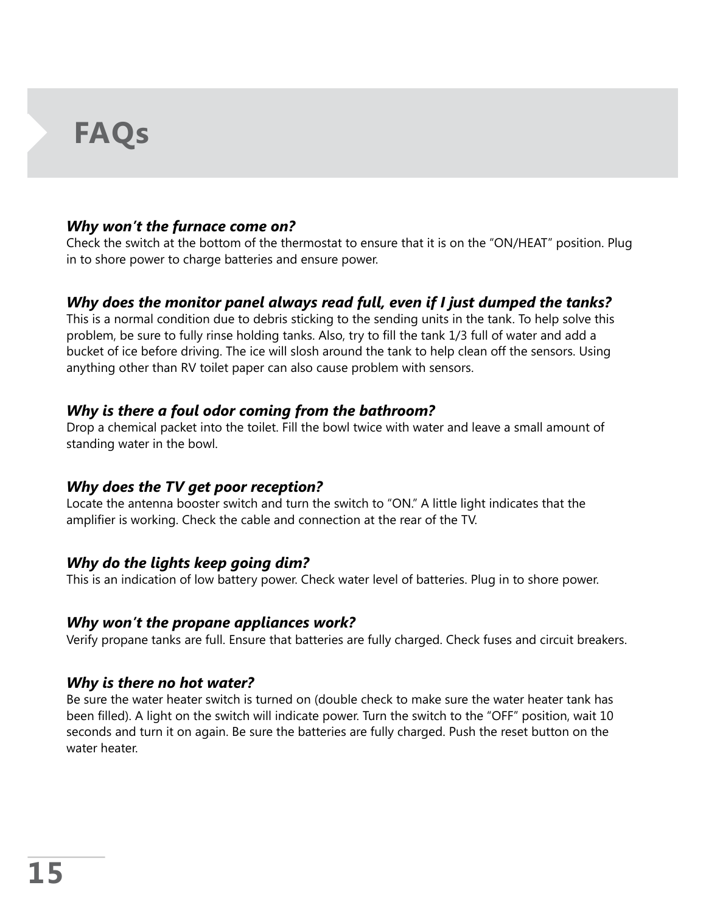# FAQs

***Why won't the furnace come on?***

Check the switch at the bottom of the thermostat to ensure that it is on the "ON/HEAT" position. Plug in to shore power to charge batteries and ensure power.

***Why does the monitor panel always read full, even if I just dumped the tanks?***

This is a normal condition due to debris sticking to the sending units in the tank. To help solve this problem, be sure to fully rinse holding tanks. Also, try to fill the tank 1/3 full of water and add a bucket of ice before driving. The ice will slosh around the tank to help clean off the sensors. Using anything other than RV toilet paper can also cause problem with sensors.

***Why is there a foul odor coming from the bathroom?***

Drop a chemical packet into the toilet. Fill the bowl twice with water and leave a small amount of standing water in the bowl.

***Why does the TV get poor reception?***

Locate the antenna booster switch and turn the switch to "ON." A little light indicates that the amplifier is working. Check the cable and connection at the rear of the TV.

***Why do the lights keep going dim?***

This is an indication of low battery power. Check water level of batteries. Plug in to shore power.

***Why won't the propane appliances work?***

Verify propane tanks are full. Ensure that batteries are fully charged. Check fuses and circuit breakers.

***Why is there no hot water?***

Be sure the water heater switch is turned on (double check to make sure the water heater tank has been filled). A light on the switch will indicate power. Turn the switch to the "OFF" position, wait 10 seconds and turn it on again. Be sure the batteries are fully charged. Push the reset button on the water heater.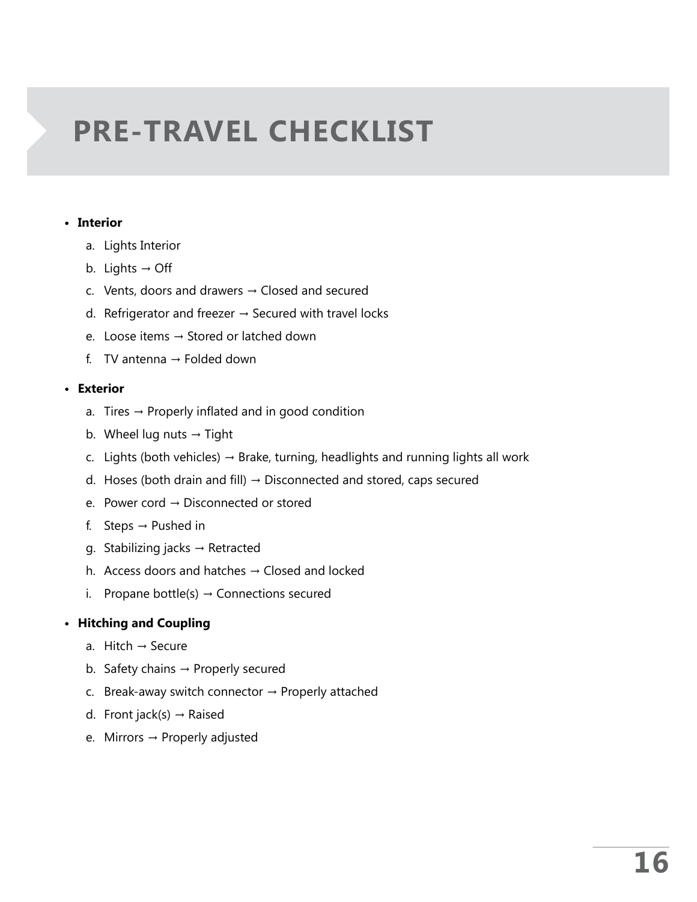# PRE-TRAVEL CHECKLIST

- **Interior**
  a. Lights Interior
  b. Lights → Off
  c. Vents, doors and drawers → Closed and secured
  d. Refrigerator and freezer → Secured with travel locks
  e. Loose items → Stored or latched down
  f. TV antenna → Folded down

- **Exterior**
  a. Tires → Properly inflated and in good condition
  b. Wheel lug nuts → Tight
  c. Lights (both vehicles) → Brake, turning, headlights and running lights all work
  d. Hoses (both drain and fill) → Disconnected and stored, caps secured
  e. Power cord → Disconnected or stored
  f. Steps → Pushed in
  g. Stabilizing jacks → Retracted
  h. Access doors and hatches → Closed and locked
  i. Propane bottle(s) → Connections secured

- **Hitching and Coupling**
  a. Hitch → Secure
  b. Safety chains → Properly secured
  c. Break-away switch connector → Properly attached
  d. Front jack(s) → Raised
  e. Mirrors → Properly adjusted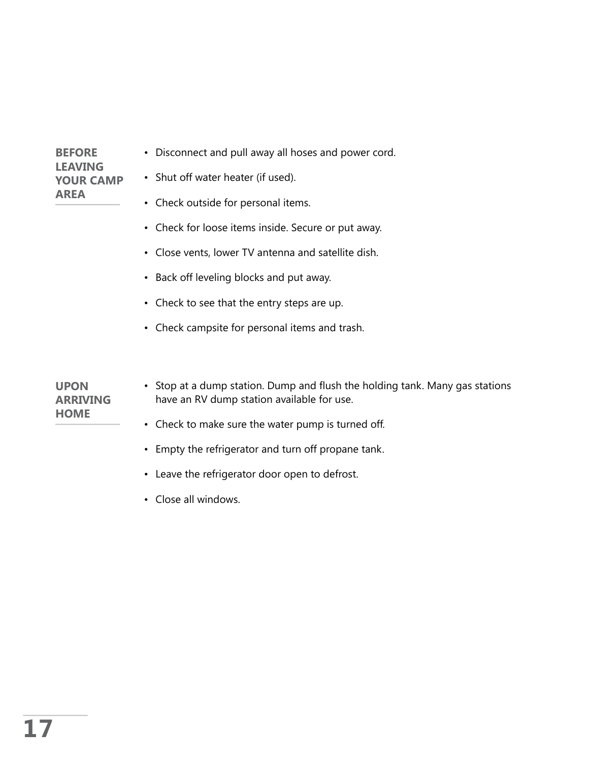## BEFORE LEAVING YOUR CAMP AREA

- Disconnect and pull away all hoses and power cord.
- Shut off water heater (if used).
- Check outside for personal items.
- Check for loose items inside. Secure or put away.
- Close vents, lower TV antenna and satellite dish.
- Back off leveling blocks and put away.
- Check to see that the entry steps are up.
- Check campsite for personal items and trash.

## UPON ARRIVING HOME

- Stop at a dump station. Dump and flush the holding tank. Many gas stations have an RV dump station available for use.
- Check to make sure the water pump is turned off.
- Empty the refrigerator and turn off propane tank.
- Leave the refrigerator door open to defrost.
- Close all windows.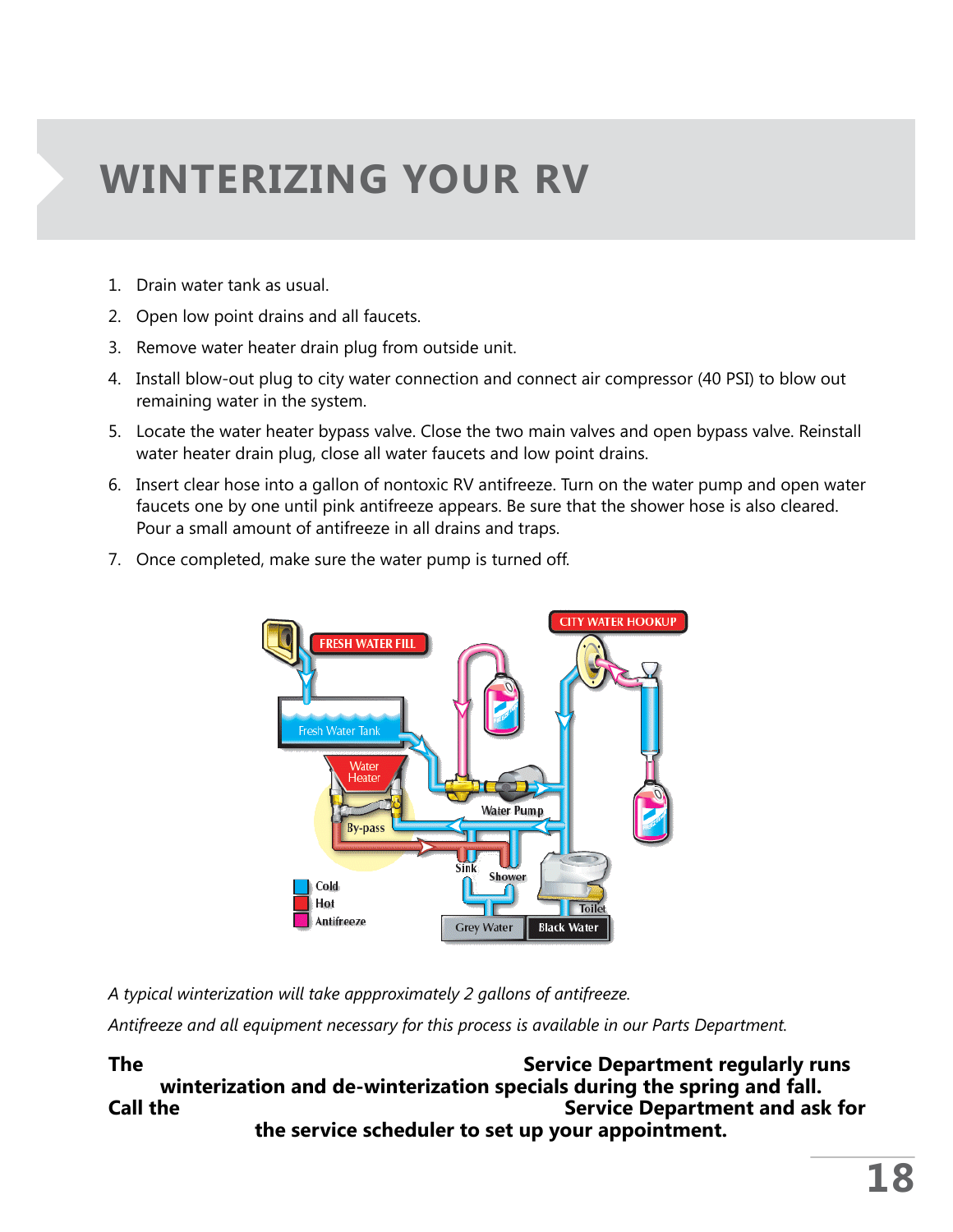# WINTERIZING YOUR RV

1. Drain water tank as usual.
2. Open low point drains and all faucets.
3. Remove water heater drain plug from outside unit.
4. Install blow-out plug to city water connection and connect air compressor (40 PSI) to blow out remaining water in the system.
5. Locate the water heater bypass valve. Close the two main valves and open bypass valve. Reinstall water heater drain plug, close all water faucets and low point drains.
6. Insert clear hose into a gallon of nontoxic RV antifreeze. Turn on the water pump and open water faucets one by one until pink antifreeze appears. Be sure that the shower hose is also cleared. Pour a small amount of antifreeze in all drains and traps.
7. Once completed, make sure the water pump is turned off.

FRESH WATER FILL

CITY WATER HOOKUP

Fresh Water Tank

Water Heater

By-pass

Water Pump

Sink

Shower

Toilet

Grey Water

Black Water

Cold

Hot

Antifreeze

*A typical winterization will take appproximately 2 gallons of antifreeze.*

*Antifreeze and all equipment necessary for this process is available in our Parts Department.*

**The Service Department regularly runs winterization and de-winterization specials during the spring and fall. Call the Service Department and ask for the service scheduler to set up your appointment.**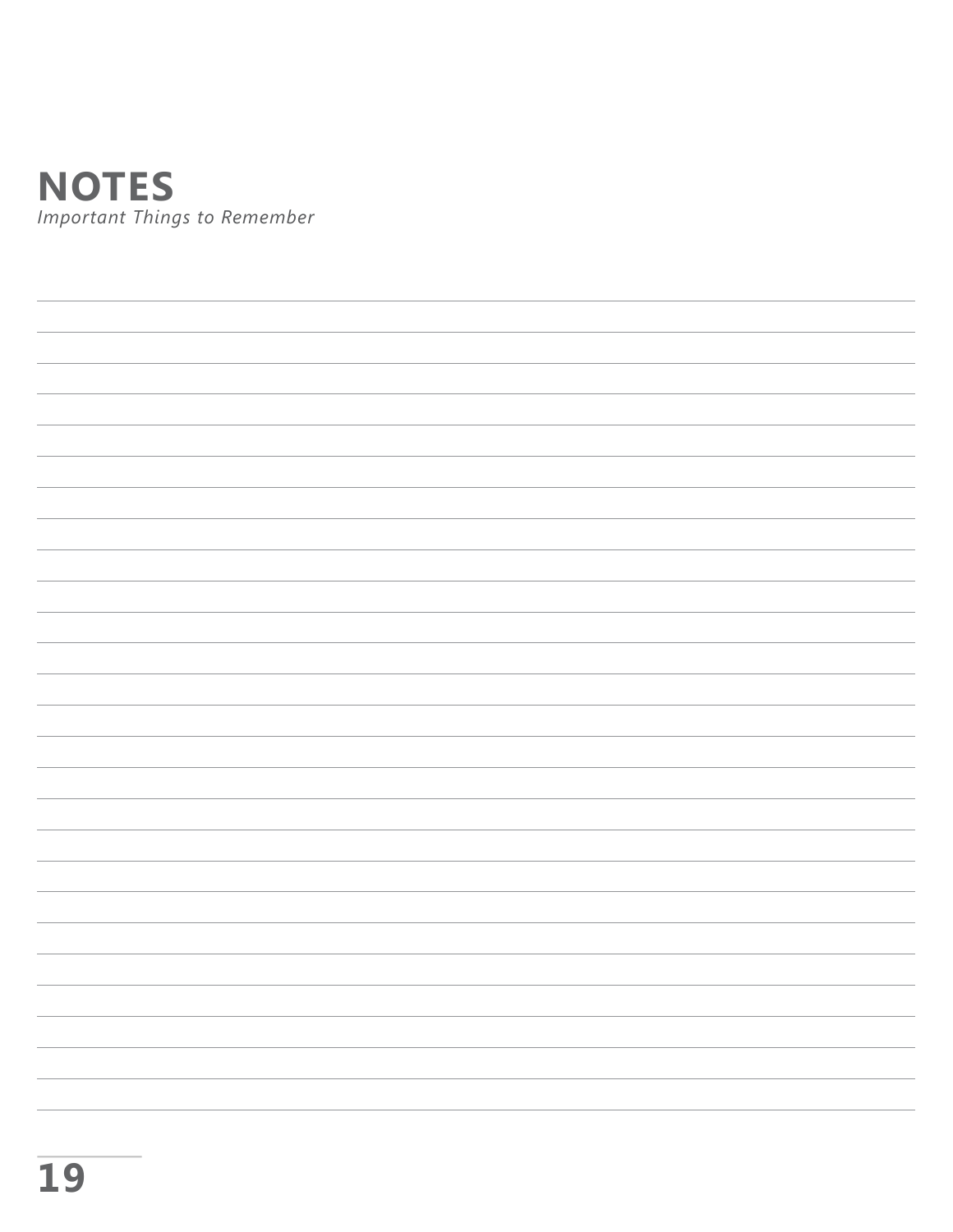# NOTES

*Important Things to Remember*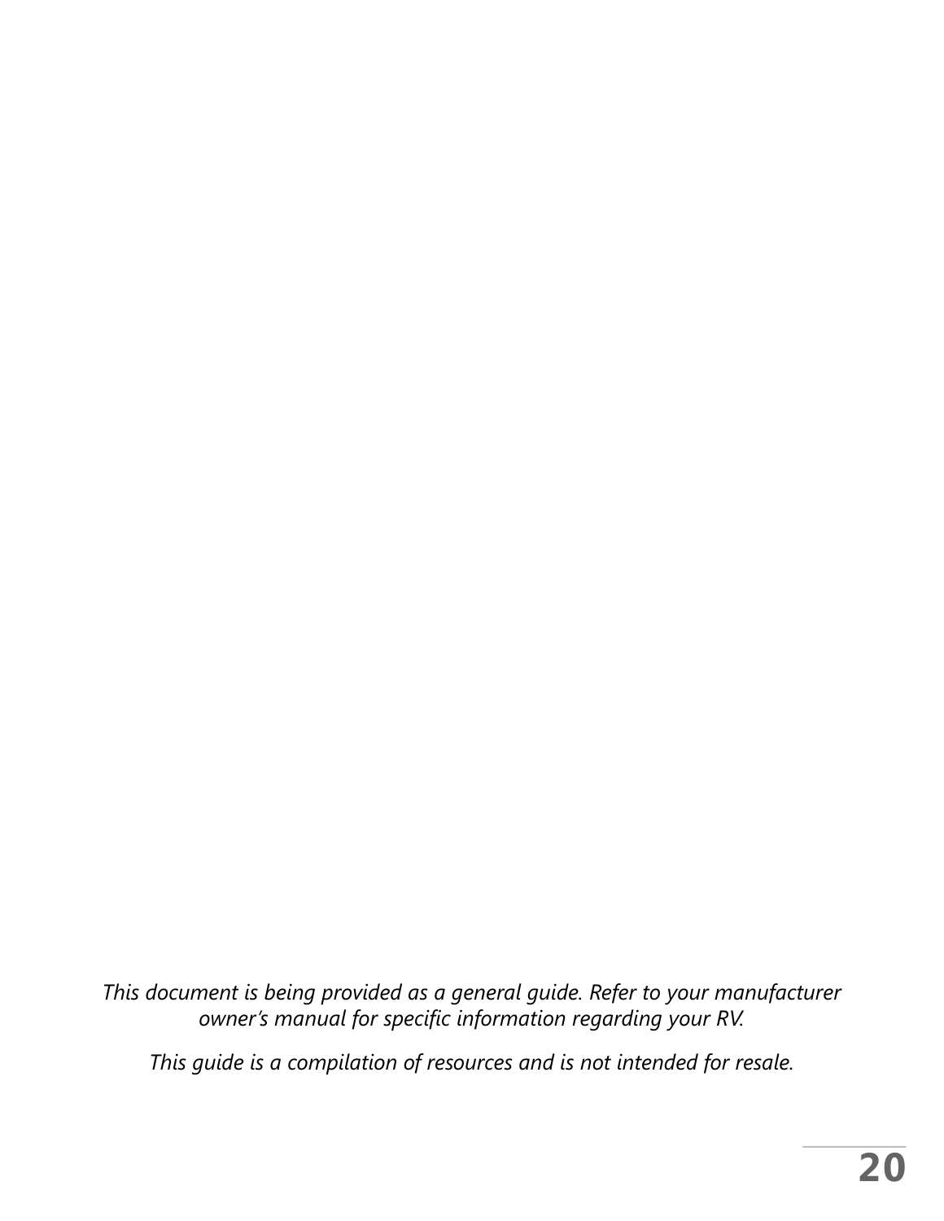*This document is being provided as a general guide. Refer to your manufacturer owner's manual for specific information regarding your RV.*

*This guide is a compilation of resources and is not intended for resale.*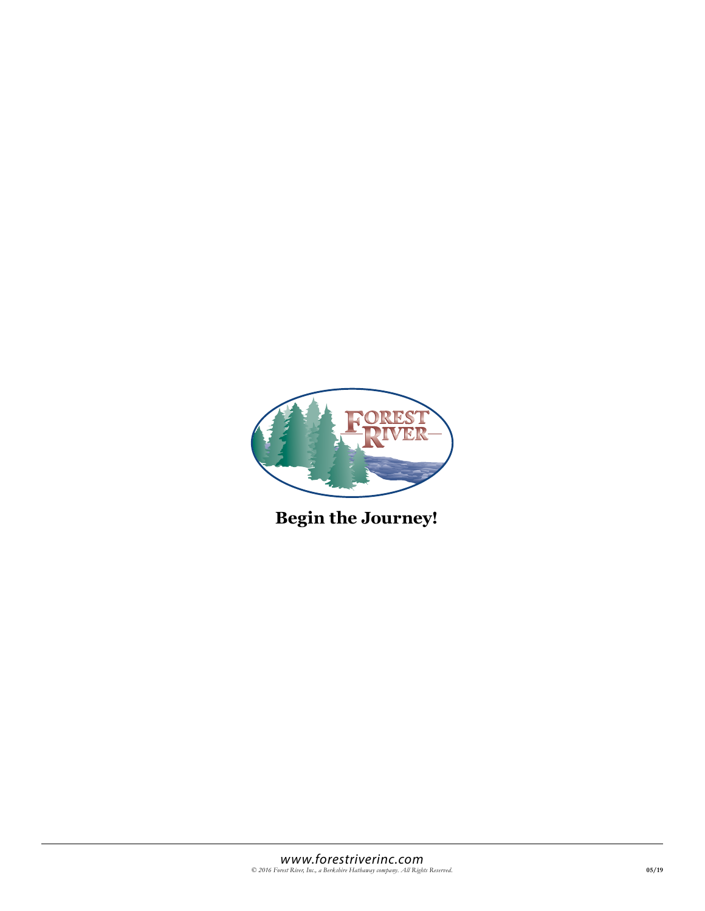FOREST RIVER

**Begin the Journey!**

www.forestriverinc.com

*© 2016 Forest River, Inc., a Berkshire Hathaway company. All Rights Reserved.*

**05/19**